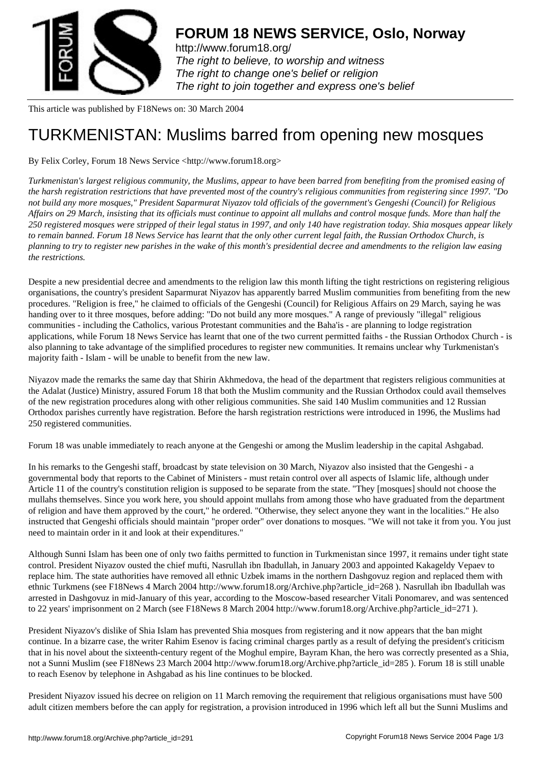**FORUM 18 NEWS SERVICE, Oslo, Norway**

http://www.forum18.org/
*The right to believe, to worship and witness*
*The right to change one's belief or religion*
*The right to join together and express one's belief*

This article was published by F18News on: 30 March 2004

# TURKMENISTAN: Muslims barred from opening new mosques

By Felix Corley, Forum 18 News Service <http://www.forum18.org>

*Turkmenistan's largest religious community, the Muslims, appear to have been barred from benefiting from the promised easing of the harsh registration restrictions that have prevented most of the country's religious communities from registering since 1997. "Do not build any more mosques," President Saparmurat Niyazov told officials of the government's Gengeshi (Council) for Religious Affairs on 29 March, insisting that its officials must continue to appoint all mullahs and control mosque funds. More than half the 250 registered mosques were stripped of their legal status in 1997, and only 140 have registration today. Shia mosques appear likely to remain banned. Forum 18 News Service has learnt that the only other current legal faith, the Russian Orthodox Church, is planning to try to register new parishes in the wake of this month's presidential decree and amendments to the religion law easing the restrictions.*

Despite a new presidential decree and amendments to the religion law this month lifting the tight restrictions on registering religious organisations, the country's president Saparmurat Niyazov has apparently barred Muslim communities from benefiting from the new procedures. "Religion is free," he claimed to officials of the Gengeshi (Council) for Religious Affairs on 29 March, saying he was handing over to it three mosques, before adding: "Do not build any more mosques." A range of previously "illegal" religious communities - including the Catholics, various Protestant communities and the Baha'is - are planning to lodge registration applications, while Forum 18 News Service has learnt that one of the two current permitted faiths - the Russian Orthodox Church - is also planning to take advantage of the simplified procedures to register new communities. It remains unclear why Turkmenistan's majority faith - Islam - will be unable to benefit from the new law.

Niyazov made the remarks the same day that Shirin Akhmedova, the head of the department that registers religious communities at the Adalat (Justice) Ministry, assured Forum 18 that both the Muslim community and the Russian Orthodox could avail themselves of the new registration procedures along with other religious communities. She said 140 Muslim communities and 12 Russian Orthodox parishes currently have registration. Before the harsh registration restrictions were introduced in 1996, the Muslims had 250 registered communities.

Forum 18 was unable immediately to reach anyone at the Gengeshi or among the Muslim leadership in the capital Ashgabad.

In his remarks to the Gengeshi staff, broadcast by state television on 30 March, Niyazov also insisted that the Gengeshi - a governmental body that reports to the Cabinet of Ministers - must retain control over all aspects of Islamic life, although under Article 11 of the country's constitution religion is supposed to be separate from the state. "They [mosques] should not choose the mullahs themselves. Since you work here, you should appoint mullahs from among those who have graduated from the department of religion and have them approved by the court," he ordered. "Otherwise, they select anyone they want in the localities." He also instructed that Gengeshi officials should maintain "proper order" over donations to mosques. "We will not take it from you. You just need to maintain order in it and look at their expenditures."

Although Sunni Islam has been one of only two faiths permitted to function in Turkmenistan since 1997, it remains under tight state control. President Niyazov ousted the chief mufti, Nasrullah ibn Ibadullah, in January 2003 and appointed Kakageldy Vepaev to replace him. The state authorities have removed all ethnic Uzbek imams in the northern Dashgovuz region and replaced them with ethnic Turkmens (see F18News 4 March 2004 http://www.forum18.org/Archive.php?article_id=268 ). Nasrullah ibn Ibadullah was arrested in Dashgovuz in mid-January of this year, according to the Moscow-based researcher Vitali Ponomarev, and was sentenced to 22 years' imprisonment on 2 March (see F18News 8 March 2004 http://www.forum18.org/Archive.php?article_id=271 ).

President Niyazov's dislike of Shia Islam has prevented Shia mosques from registering and it now appears that the ban might continue. In a bizarre case, the writer Rahim Esenov is facing criminal charges partly as a result of defying the president's criticism that in his novel about the sixteenth-century regent of the Moghul empire, Bayram Khan, the hero was correctly presented as a Shia, not a Sunni Muslim (see F18News 23 March 2004 http://www.forum18.org/Archive.php?article_id=285 ). Forum 18 is still unable to reach Esenov by telephone in Ashgabad as his line continues to be blocked.

President Niyazov issued his decree on religion on 11 March removing the requirement that religious organisations must have 500 adult citizen members before the can apply for registration, a provision introduced in 1996 which left all but the Sunni Muslims and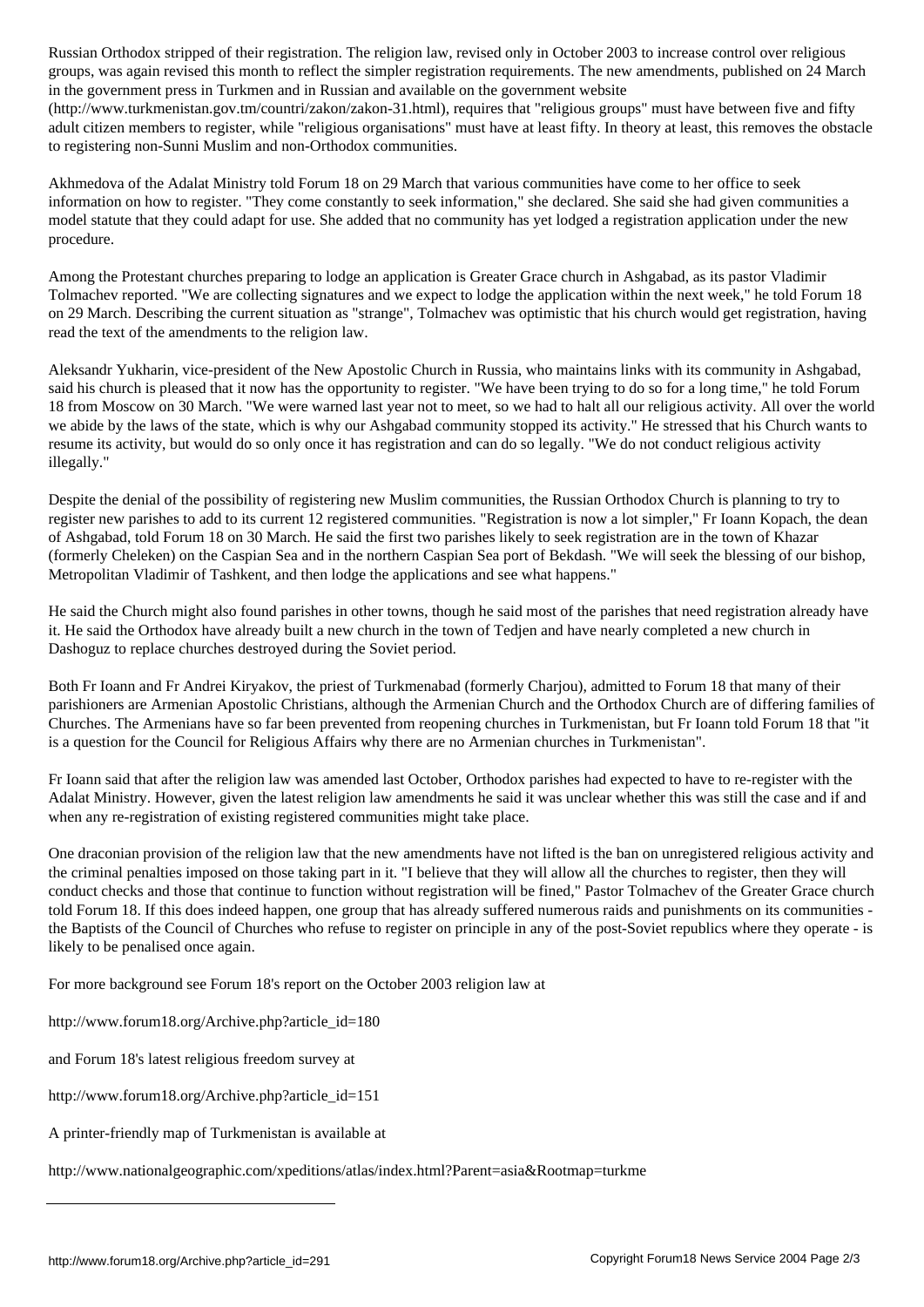Russian Orthodox stripped of their registration. The religion law, revised only in October 2003 to increase control over religious groups, was again revised this month to reflect the simpler registration requirements. The new amendments, published on 24 March in the government press in Turkmen and in Russian and available on the government website (http://www.turkmenistan.gov.tm/countri/zakon/zakon-31.html), requires that "religious groups" must have between five and fifty adult citizen members to register, while "religious organisations" must have at least fifty. In theory at least, this removes the obstacle to registering non-Sunni Muslim and non-Orthodox communities.

Akhmedova of the Adalat Ministry told Forum 18 on 29 March that various communities have come to her office to seek information on how to register. "They come constantly to seek information," she declared. She said she had given communities a model statute that they could adapt for use. She added that no community has yet lodged a registration application under the new procedure.

Among the Protestant churches preparing to lodge an application is Greater Grace church in Ashgabad, as its pastor Vladimir Tolmachev reported. "We are collecting signatures and we expect to lodge the application within the next week," he told Forum 18 on 29 March. Describing the current situation as "strange", Tolmachev was optimistic that his church would get registration, having read the text of the amendments to the religion law.

Aleksandr Yukharin, vice-president of the New Apostolic Church in Russia, who maintains links with its community in Ashgabad, said his church is pleased that it now has the opportunity to register. "We have been trying to do so for a long time," he told Forum 18 from Moscow on 30 March. "We were warned last year not to meet, so we had to halt all our religious activity. All over the world we abide by the laws of the state, which is why our Ashgabad community stopped its activity." He stressed that his Church wants to resume its activity, but would do so only once it has registration and can do so legally. "We do not conduct religious activity illegally."

Despite the denial of the possibility of registering new Muslim communities, the Russian Orthodox Church is planning to try to register new parishes to add to its current 12 registered communities. "Registration is now a lot simpler," Fr Ioann Kopach, the dean of Ashgabad, told Forum 18 on 30 March. He said the first two parishes likely to seek registration are in the town of Khazar (formerly Cheleken) on the Caspian Sea and in the northern Caspian Sea port of Bekdash. "We will seek the blessing of our bishop, Metropolitan Vladimir of Tashkent, and then lodge the applications and see what happens."

He said the Church might also found parishes in other towns, though he said most of the parishes that need registration already have it. He said the Orthodox have already built a new church in the town of Tedjen and have nearly completed a new church in Dashoguz to replace churches destroyed during the Soviet period.

Both Fr Ioann and Fr Andrei Kiryakov, the priest of Turkmenabad (formerly Charjou), admitted to Forum 18 that many of their parishioners are Armenian Apostolic Christians, although the Armenian Church and the Orthodox Church are of differing families of Churches. The Armenians have so far been prevented from reopening churches in Turkmenistan, but Fr Ioann told Forum 18 that "it is a question for the Council for Religious Affairs why there are no Armenian churches in Turkmenistan".

Fr Ioann said that after the religion law was amended last October, Orthodox parishes had expected to have to re-register with the Adalat Ministry. However, given the latest religion law amendments he said it was unclear whether this was still the case and if and when any re-registration of existing registered communities might take place.

One draconian provision of the religion law that the new amendments have not lifted is the ban on unregistered religious activity and the criminal penalties imposed on those taking part in it. "I believe that they will allow all the churches to register, then they will conduct checks and those that continue to function without registration will be fined," Pastor Tolmachev of the Greater Grace church told Forum 18. If this does indeed happen, one group that has already suffered numerous raids and punishments on its communities - the Baptists of the Council of Churches who refuse to register on principle in any of the post-Soviet republics where they operate - is likely to be penalised once again.

For more background see Forum 18's report on the October 2003 religion law at

http://www.forum18.org/Archive.php?article_id=180

and Forum 18's latest religious freedom survey at

http://www.forum18.org/Archive.php?article_id=151

A printer-friendly map of Turkmenistan is available at

http://www.nationalgeographic.com/xpeditions/atlas/index.html?Parent=asia&Rootmap=turkme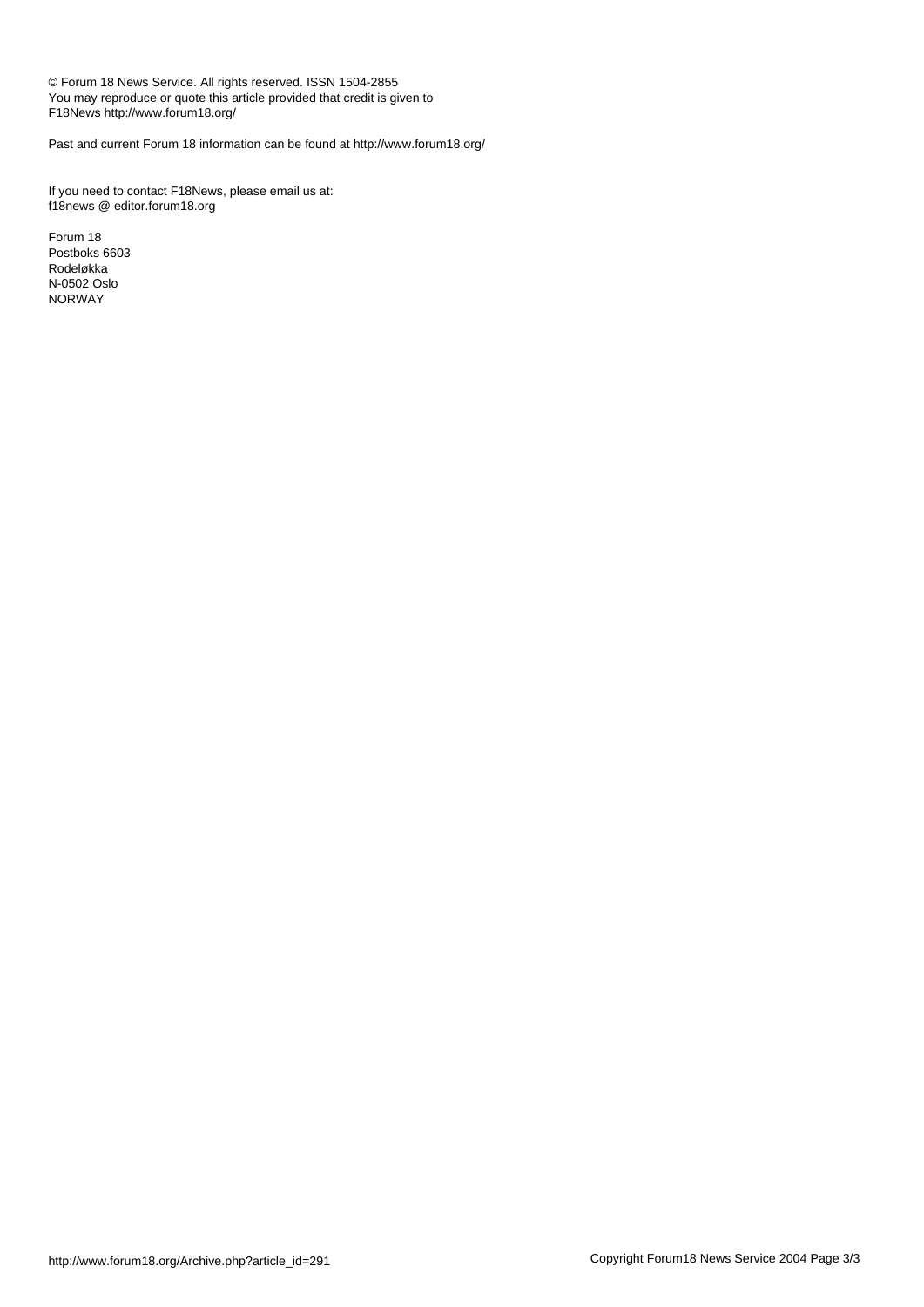© Forum 18 News Service. All rights reserved. ISSN 1504-2855
You may reproduce or quote this article provided that credit is given to F18News http://www.forum18.org/

Past and current Forum 18 information can be found at http://www.forum18.org/

If you need to contact F18News, please email us at:
f18news @ editor.forum18.org

Forum 18
Postboks 6603
Rodeløkka
N-0502 Oslo
NORWAY